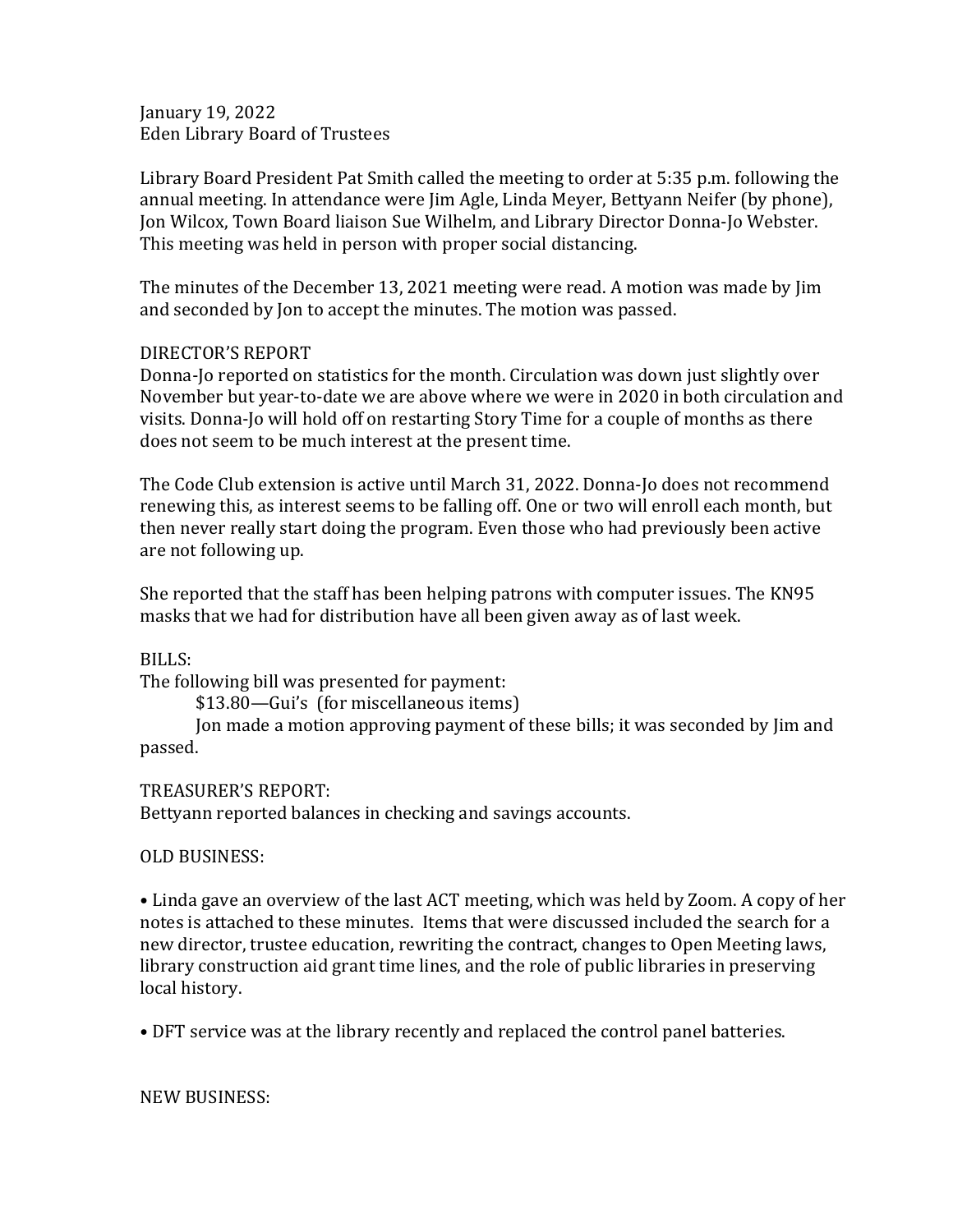January 19, 2022
Eden Library Board of Trustees

Library Board President Pat Smith called the meeting to order at 5:35 p.m. following the annual meeting. In attendance were Jim Agle, Linda Meyer, Bettyann Neifer (by phone), Jon Wilcox, Town Board liaison Sue Wilhelm, and Library Director Donna-Jo Webster. This meeting was held in person with proper social distancing.

The minutes of the December 13, 2021 meeting were read. A motion was made by Jim and seconded by Jon to accept the minutes. The motion was passed.

DIRECTOR'S REPORT
Donna-Jo reported on statistics for the month. Circulation was down just slightly over November but year-to-date we are above where we were in 2020 in both circulation and visits. Donna-Jo will hold off on restarting Story Time for a couple of months as there does not seem to be much interest at the present time.

The Code Club extension is active until March 31, 2022. Donna-Jo does not recommend renewing this, as interest seems to be falling off. One or two will enroll each month, but then never really start doing the program. Even those who had previously been active are not following up.

She reported that the staff has been helping patrons with computer issues. The KN95 masks that we had for distribution have all been given away as of last week.

BILLS:
The following bill was presented for payment:

$13.80—Gui's (for miscellaneous items)

Jon made a motion approving payment of these bills; it was seconded by Jim and passed.

TREASURER'S REPORT:
Bettyann reported balances in checking and savings accounts.

OLD BUSINESS:

• Linda gave an overview of the last ACT meeting, which was held by Zoom. A copy of her notes is attached to these minutes. Items that were discussed included the search for a new director, trustee education, rewriting the contract, changes to Open Meeting laws, library construction aid grant time lines, and the role of public libraries in preserving local history.

• DFT service was at the library recently and replaced the control panel batteries.

NEW BUSINESS: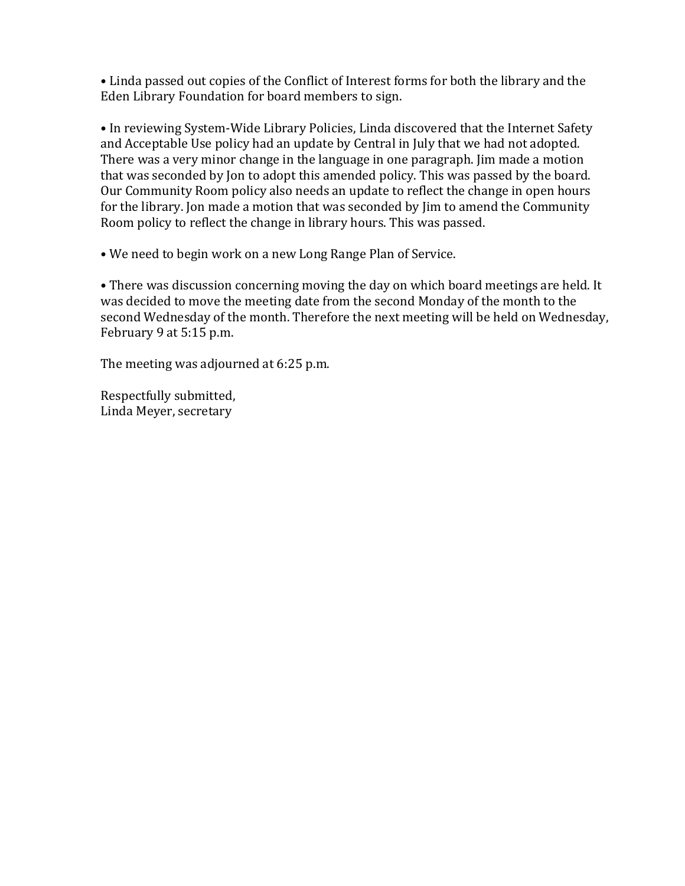- Linda passed out copies of the Conflict of Interest forms for both the library and the Eden Library Foundation for board members to sign.

- In reviewing System-Wide Library Policies, Linda discovered that the Internet Safety and Acceptable Use policy had an update by Central in July that we had not adopted. There was a very minor change in the language in one paragraph. Jim made a motion that was seconded by Jon to adopt this amended policy. This was passed by the board. Our Community Room policy also needs an update to reflect the change in open hours for the library. Jon made a motion that was seconded by Jim to amend the Community Room policy to reflect the change in library hours. This was passed.

- We need to begin work on a new Long Range Plan of Service.

- There was discussion concerning moving the day on which board meetings are held. It was decided to move the meeting date from the second Monday of the month to the second Wednesday of the month. Therefore the next meeting will be held on Wednesday, February 9 at 5:15 p.m.

The meeting was adjourned at 6:25 p.m.

Respectfully submitted,
Linda Meyer, secretary